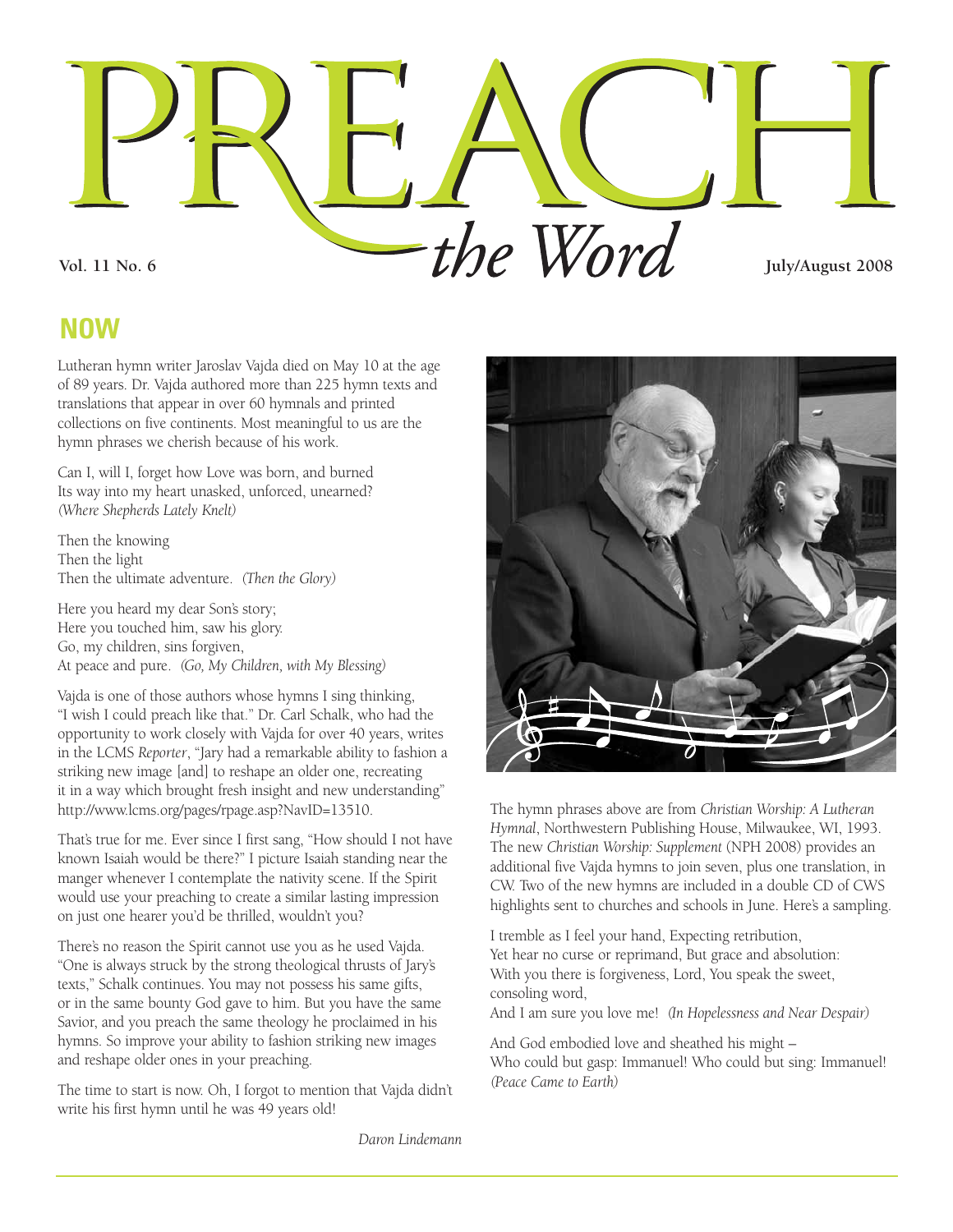# PREACH the Word

Vol. 11 No. 6 July/August 2008

## NOW

Lutheran hymn writer Jaroslav Vajda died on May 10 at the age of 89 years. Dr. Vajda authored more than 225 hymn texts and translations that appear in over 60 hymnals and printed collections on five continents. Most meaningful to us are the hymn phrases we cherish because of his work.

Can I, will I, forget how Love was born, and burned
Its way into my heart unasked, unforced, unearned?
*(Where Shepherds Lately Knelt)*

Then the knowing
Then the light
Then the ultimate adventure. *(Then the Glory)*

Here you heard my dear Son's story;
Here you touched him, saw his glory.
Go, my children, sins forgiven,
At peace and pure. *(Go, My Children, with My Blessing)*

Vajda is one of those authors whose hymns I sing thinking, "I wish I could preach like that." Dr. Carl Schalk, who had the opportunity to work closely with Vajda for over 40 years, writes in the LCMS *Reporter*, "Jary had a remarkable ability to fashion a striking new image [and] to reshape an older one, recreating it in a way which brought fresh insight and new understanding" http://www.lcms.org/pages/rpage.asp?NavID=13510.

That's true for me. Ever since I first sang, "How should I not have known Isaiah would be there?" I picture Isaiah standing near the manger whenever I contemplate the nativity scene. If the Spirit would use your preaching to create a similar lasting impression on just one hearer you'd be thrilled, wouldn't you?

There's no reason the Spirit cannot use you as he used Vajda. "One is always struck by the strong theological thrusts of Jary's texts," Schalk continues. You may not possess his same gifts, or in the same bounty God gave to him. But you have the same Savior, and you preach the same theology he proclaimed in his hymns. So improve your ability to fashion striking new images and reshape older ones in your preaching.

The time to start is now. Oh, I forgot to mention that Vajda didn't write his first hymn until he was 49 years old!

*Daron Lindemann*

The hymn phrases above are from *Christian Worship: A Lutheran Hymnal*, Northwestern Publishing House, Milwaukee, WI, 1993. The new *Christian Worship: Supplement* (NPH 2008) provides an additional five Vajda hymns to join seven, plus one translation, in CW. Two of the new hymns are included in a double CD of CWS highlights sent to churches and schools in June. Here's a sampling.

I tremble as I feel your hand, Expecting retribution,
Yet hear no curse or reprimand, But grace and absolution:
With you there is forgiveness, Lord, You speak the sweet, consoling word,
And I am sure you love me! *(In Hopelessness and Near Despair)*

And God embodied love and sheathed his might –
Who could but gasp: Immanuel! Who could but sing: Immanuel!
*(Peace Came to Earth)*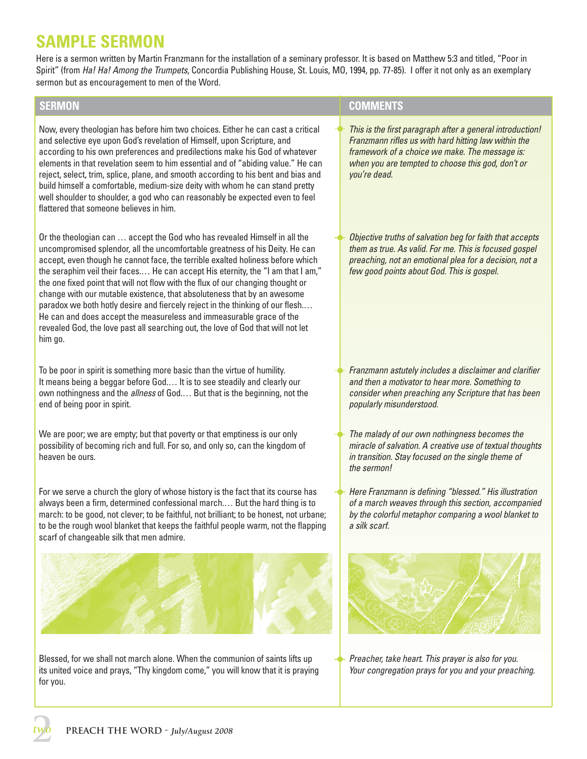# SAMPLE SERMON

Here is a sermon written by Martin Franzmann for the installation of a seminary professor. It is based on Matthew 5:3 and titled, "Poor in Spirit" (from *Ha! Ha! Among the Trumpets*, Concordia Publishing House, St. Louis, MO, 1994, pp. 77-85). I offer it not only as an exemplary sermon but as encouragement to men of the Word.

| SERMON | COMMENTS |
|---|---|
| Now, every theologian has before him two choices. Either he can cast a critical and selective eye upon God's revelation of Himself, upon Scripture, and according to his own preferences and predilections make his God of whatever elements in that revelation seem to him essential and of "abiding value." He can reject, select, trim, splice, plane, and smooth according to his bent and bias and build himself a comfortable, medium-size deity with whom he can stand pretty well shoulder to shoulder, a god who can reasonably be expected even to feel flattered that someone believes in him. | *This is the first paragraph after a general introduction! Franzmann rifles us with hard hitting law within the framework of a choice we make. The message is: when you are tempted to choose this god, don't or you're dead.* |
| Or the theologian can … accept the God who has revealed Himself in all the uncompromised splendor, all the uncomfortable greatness of his Deity. He can accept, even though he cannot face, the terrible exalted holiness before which the seraphim veil their faces.… He can accept His eternity, the "I am that I am," the one fixed point that will not flow with the flux of our changing thought or change with our mutable existence, that absoluteness that by an awesome paradox we both hotly desire and fiercely reject in the thinking of our flesh.… He can and does accept the measureless and immeasurable grace of the revealed God, the love past all searching out, the love of God that will not let him go. | *Objective truths of salvation beg for faith that accepts them as true. As valid. For me. This is focused gospel preaching, not an emotional plea for a decision, not a few good points about God. This is gospel.* |
| To be poor in spirit is something more basic than the virtue of humility. It means being a beggar before God.… It is to see steadily and clearly our own nothingness and the *allness* of God.… But that is the beginning, not the end of being poor in spirit. | *Franzmann astutely includes a disclaimer and clarifier and then a motivator to hear more. Something to consider when preaching any Scripture that has been popularly misunderstood.* |
| We are poor; we are empty; but that poverty or that emptiness is our only possibility of becoming rich and full. For so, and only so, can the kingdom of heaven be ours. | *The malady of our own nothingness becomes the miracle of salvation. A creative use of textual thoughts in transition. Stay focused on the single theme of the sermon!* |
| For we serve a church the glory of whose history is the fact that its course has always been a firm, determined confessional march.… But the hard thing is to march: to be good, not clever; to be faithful, not brilliant; to be honest, not urbane; to be the rough wool blanket that keeps the faithful people warm, not the flapping scarf of changeable silk that men admire. | *Here Franzmann is defining "blessed." His illustration of a march weaves through this section, accompanied by the colorful metaphor comparing a wool blanket to a silk scarf.* |
| Blessed, for we shall not march alone. When the communion of saints lifts up its united voice and prays, "Thy kingdom come," you will know that it is praying for you. | *Preacher, take heart. This prayer is also for you. Your congregation prays for you and your preaching.* |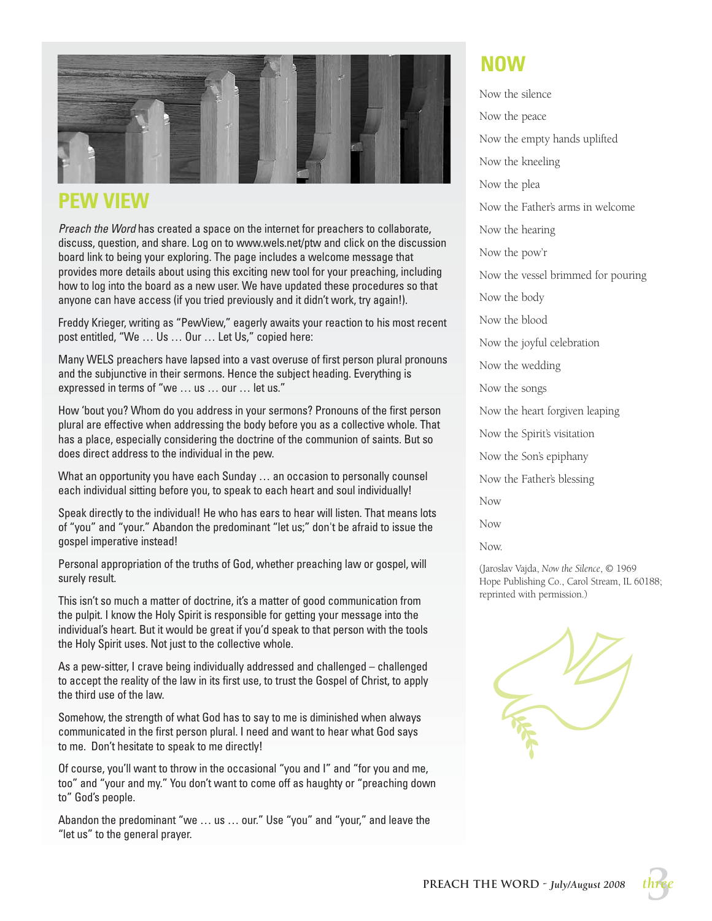## PEW VIEW

*Preach the Word* has created a space on the internet for preachers to collaborate, discuss, question, and share. Log on to www.wels.net/ptw and click on the discussion board link to being your exploring. The page includes a welcome message that provides more details about using this exciting new tool for your preaching, including how to log into the board as a new user. We have updated these procedures so that anyone can have access (if you tried previously and it didn't work, try again!).

Freddy Krieger, writing as "PewView," eagerly awaits your reaction to his most recent post entitled, "We … Us … Our … Let Us," copied here:

Many WELS preachers have lapsed into a vast overuse of first person plural pronouns and the subjunctive in their sermons. Hence the subject heading. Everything is expressed in terms of "we … us … our … let us."

How 'bout you? Whom do you address in your sermons? Pronouns of the first person plural are effective when addressing the body before you as a collective whole. That has a place, especially considering the doctrine of the communion of saints. But so does direct address to the individual in the pew.

What an opportunity you have each Sunday … an occasion to personally counsel each individual sitting before you, to speak to each heart and soul individually!

Speak directly to the individual! He who has ears to hear will listen. That means lots of "you" and "your." Abandon the predominant "let us;" don't be afraid to issue the gospel imperative instead!

Personal appropriation of the truths of God, whether preaching law or gospel, will surely result.

This isn't so much a matter of doctrine, it's a matter of good communication from the pulpit. I know the Holy Spirit is responsible for getting your message into the individual's heart. But it would be great if you'd speak to that person with the tools the Holy Spirit uses. Not just to the collective whole.

As a pew-sitter, I crave being individually addressed and challenged – challenged to accept the reality of the law in its first use, to trust the Gospel of Christ, to apply the third use of the law.

Somehow, the strength of what God has to say to me is diminished when always communicated in the first person plural. I need and want to hear what God says to me. Don't hesitate to speak to me directly!

Of course, you'll want to throw in the occasional "you and I" and "for you and me, too" and "your and my." You don't want to come off as haughty or "preaching down to" God's people.

Abandon the predominant "we … us … our." Use "you" and "your," and leave the "let us" to the general prayer.

## NOW

Now the silence

Now the peace

Now the empty hands uplifted

Now the kneeling

Now the plea

Now the Father's arms in welcome

Now the hearing

Now the pow'r

Now the vessel brimmed for pouring

Now the body

Now the blood

Now the joyful celebration

Now the wedding

Now the songs

Now the heart forgiven leaping

Now the Spirit's visitation

Now the Son's epiphany

Now the Father's blessing

Now

Now

Now.

(Jaroslav Vajda, *Now the Silence*, © 1969 Hope Publishing Co., Carol Stream, IL 60188; reprinted with permission.)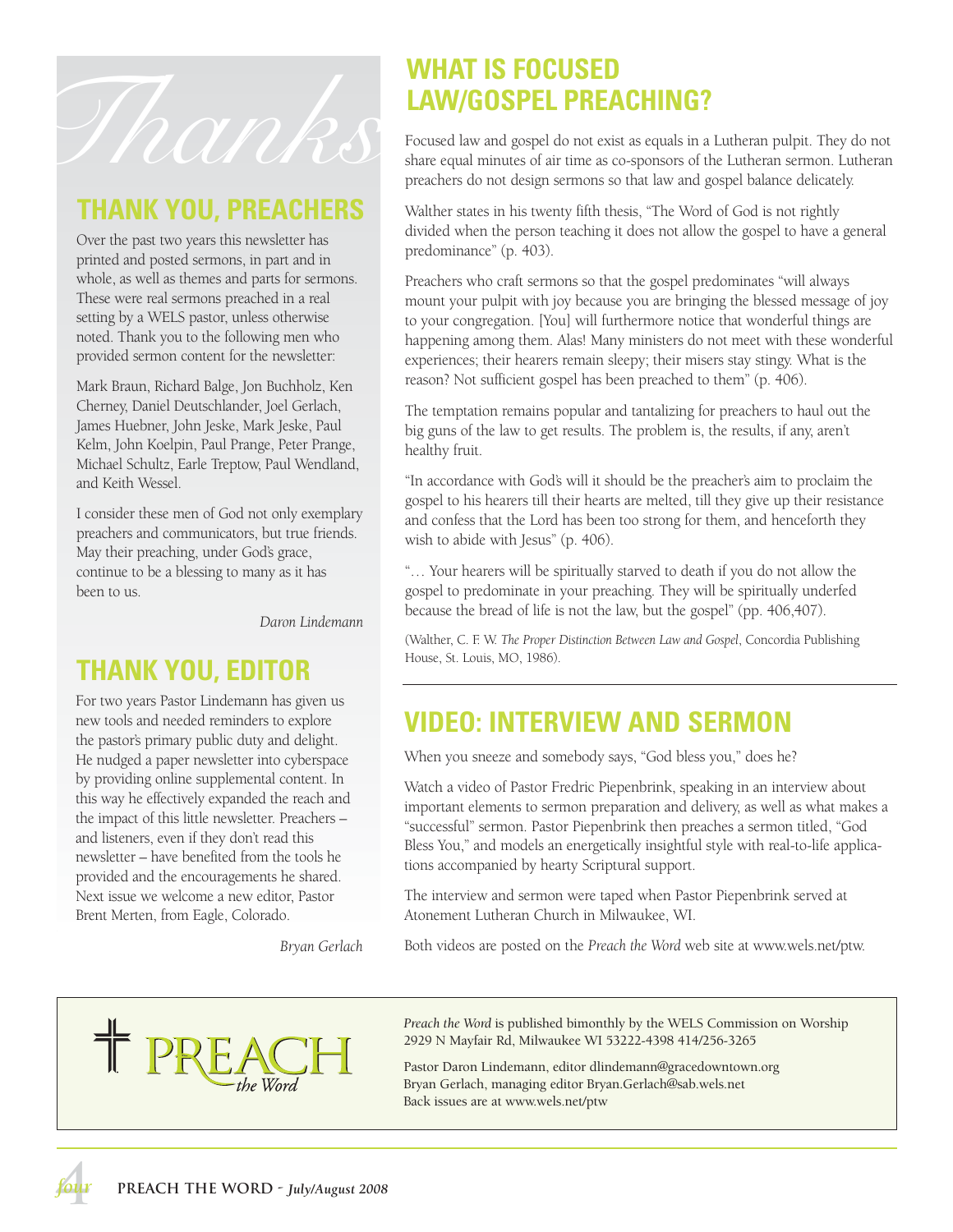*Thanks*

## THANK YOU, PREACHERS

Over the past two years this newsletter has printed and posted sermons, in part and in whole, as well as themes and parts for sermons. These were real sermons preached in a real setting by a WELS pastor, unless otherwise noted. Thank you to the following men who provided sermon content for the newsletter:

Mark Braun, Richard Balge, Jon Buchholz, Ken Cherney, Daniel Deutschlander, Joel Gerlach, James Huebner, John Jeske, Mark Jeske, Paul Kelm, John Koelpin, Paul Prange, Peter Prange, Michael Schultz, Earle Treptow, Paul Wendland, and Keith Wessel.

I consider these men of God not only exemplary preachers and communicators, but true friends. May their preaching, under God's grace, continue to be a blessing to many as it has been to us.

*Daron Lindemann*

## THANK YOU, EDITOR

For two years Pastor Lindemann has given us new tools and needed reminders to explore the pastor's primary public duty and delight. He nudged a paper newsletter into cyberspace by providing online supplemental content. In this way he effectively expanded the reach and the impact of this little newsletter. Preachers – and listeners, even if they don't read this newsletter – have benefited from the tools he provided and the encouragements he shared. Next issue we welcome a new editor, Pastor Brent Merten, from Eagle, Colorado.

*Bryan Gerlach*

## WHAT IS FOCUSED LAW/GOSPEL PREACHING?

Focused law and gospel do not exist as equals in a Lutheran pulpit. They do not share equal minutes of air time as co-sponsors of the Lutheran sermon. Lutheran preachers do not design sermons so that law and gospel balance delicately.

Walther states in his twenty fifth thesis, "The Word of God is not rightly divided when the person teaching it does not allow the gospel to have a general predominance" (p. 403).

Preachers who craft sermons so that the gospel predominates "will always mount your pulpit with joy because you are bringing the blessed message of joy to your congregation. [You] will furthermore notice that wonderful things are happening among them. Alas! Many ministers do not meet with these wonderful experiences; their hearers remain sleepy; their misers stay stingy. What is the reason? Not sufficient gospel has been preached to them" (p. 406).

The temptation remains popular and tantalizing for preachers to haul out the big guns of the law to get results. The problem is, the results, if any, aren't healthy fruit.

"In accordance with God's will it should be the preacher's aim to proclaim the gospel to his hearers till their hearts are melted, till they give up their resistance and confess that the Lord has been too strong for them, and henceforth they wish to abide with Jesus" (p. 406).

"… Your hearers will be spiritually starved to death if you do not allow the gospel to predominate in your preaching. They will be spiritually underfed because the bread of life is not the law, but the gospel" (pp. 406,407).

(Walther, C. F. W. *The Proper Distinction Between Law and Gospel*, Concordia Publishing House, St. Louis, MO, 1986).

## VIDEO: INTERVIEW AND SERMON

When you sneeze and somebody says, "God bless you," does he?

Watch a video of Pastor Fredric Piepenbrink, speaking in an interview about important elements to sermon preparation and delivery, as well as what makes a "successful" sermon. Pastor Piepenbrink then preaches a sermon titled, "God Bless You," and models an energetically insightful style with real-to-life applications accompanied by hearty Scriptural support.

The interview and sermon were taped when Pastor Piepenbrink served at Atonement Lutheran Church in Milwaukee, WI.

Both videos are posted on the *Preach the Word* web site at www.wels.net/ptw.

PREACH *the Word*

*Preach the Word* is published bimonthly by the WELS Commission on Worship
2929 N Mayfair Rd, Milwaukee WI 53222-4398 414/256-3265

Pastor Daron Lindemann, editor dlindemann@gracedowntown.org
Bryan Gerlach, managing editor Bryan.Gerlach@sab.wels.net
Back issues are at www.wels.net/ptw